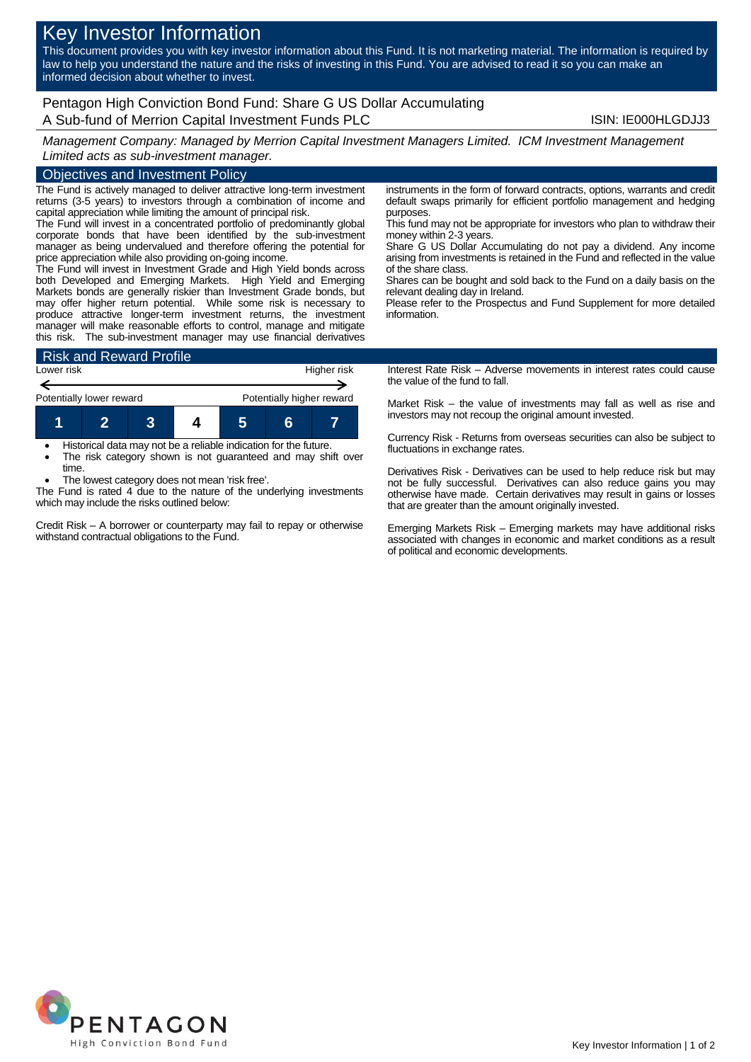# Key Investor Information

This document provides you with key investor information about this Fund. It is not marketing material. The information is required by law to help you understand the nature and the risks of investing in this Fund. You are advised to read it so you can make an informed decision about whether to invest.

## Pentagon High Conviction Bond Fund: Share G US Dollar Accumulating

A Sub-fund of Merrion Capital Investment Funds PLC

ISIN: IE000HLGDJJ3

*Management Company: Managed by Merrion Capital Investment Managers Limited. ICM Investment Management Limited acts as sub-investment manager.*

## Objectives and Investment Policy

The Fund is actively managed to deliver attractive long-term investment returns (3-5 years) to investors through a combination of income and capital appreciation while limiting the amount of principal risk.

The Fund will invest in a concentrated portfolio of predominantly global corporate bonds that have been identified by the sub-investment manager as being undervalued and therefore offering the potential for price appreciation while also providing on-going income.

The Fund will invest in Investment Grade and High Yield bonds across both Developed and Emerging Markets. High Yield and Emerging Markets bonds are generally riskier than Investment Grade bonds, but may offer higher return potential. While some risk is necessary to produce attractive longer-term investment returns, the investment manager will make reasonable efforts to control, manage and mitigate this risk. The sub-investment manager may use financial derivatives instruments in the form of forward contracts, options, warrants and credit default swaps primarily for efficient portfolio management and hedging purposes.

This fund may not be appropriate for investors who plan to withdraw their money within 2-3 years.

Share G US Dollar Accumulating do not pay a dividend. Any income arising from investments is retained in the Fund and reflected in the value of the share class.

Shares can be bought and sold back to the Fund on a daily basis on the relevant dealing day in Ireland.

Please refer to the Prospectus and Fund Supplement for more detailed information.

## Risk and Reward Profile

| Lower risk | | | | | | Higher risk |
|---|---|---|---|---|---|---|
| Potentially lower reward | | | | | | Potentially higher reward |
| 1 | 2 | 3 | **4** | 5 | 6 | 7 |

- Historical data may not be a reliable indication for the future.
- The risk category shown is not guaranteed and may shift over time.
- The lowest category does not mean 'risk free'.

The Fund is rated 4 due to the nature of the underlying investments which may include the risks outlined below:

Credit Risk – A borrower or counterparty may fail to repay or otherwise withstand contractual obligations to the Fund.

Interest Rate Risk – Adverse movements in interest rates could cause the value of the fund to fall.

Market Risk – the value of investments may fall as well as rise and investors may not recoup the original amount invested.

Currency Risk - Returns from overseas securities can also be subject to fluctuations in exchange rates.

Derivatives Risk - Derivatives can be used to help reduce risk but may not be fully successful. Derivatives can also reduce gains you may otherwise have made. Certain derivatives may result in gains or losses that are greater than the amount originally invested.

Emerging Markets Risk – Emerging markets may have additional risks associated with changes in economic and market conditions as a result of political and economic developments.

PENTAGON
High Conviction Bond Fund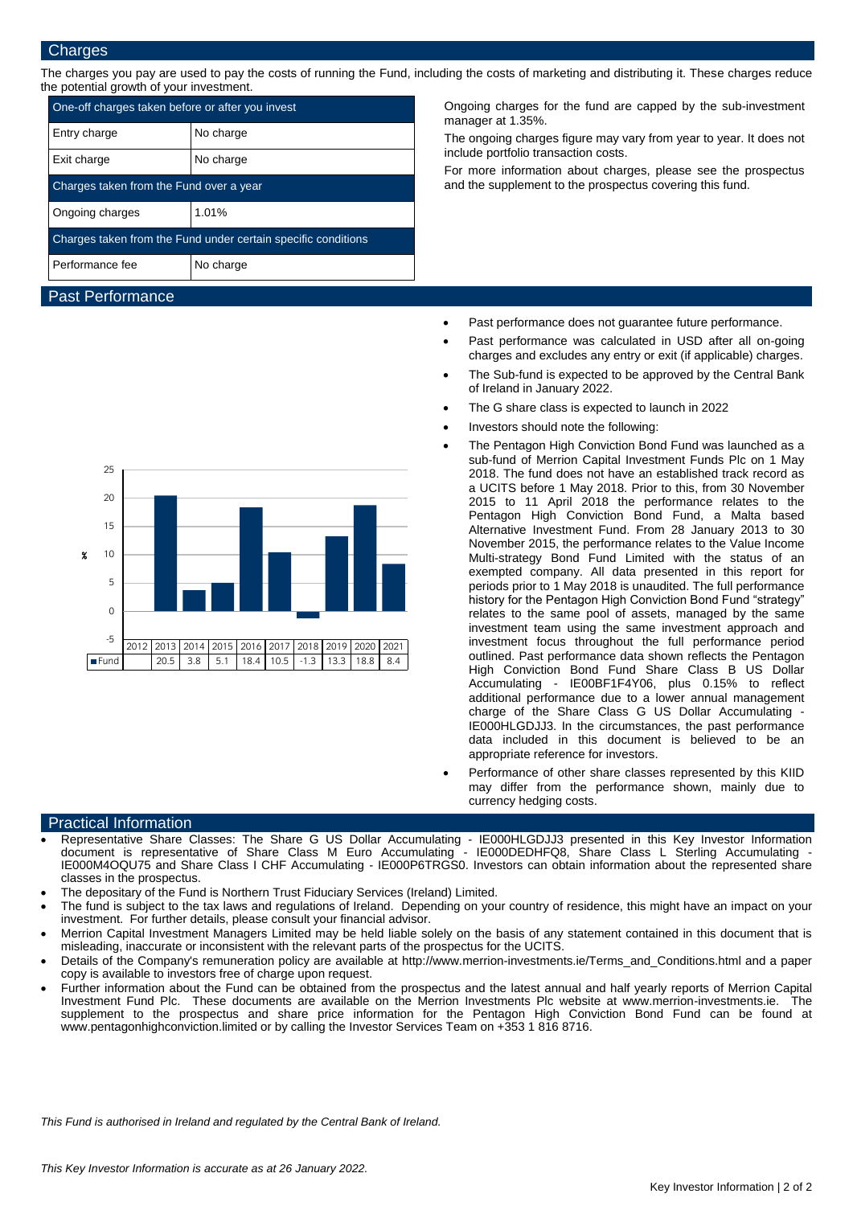## Charges

The charges you pay are used to pay the costs of running the Fund, including the costs of marketing and distributing it. These charges reduce the potential growth of your investment.

| One-off charges taken before or after you invest | |
|---|---|
| Entry charge | No charge |
| Exit charge | No charge |
| **Charges taken from the Fund over a year** | |
| Ongoing charges | 1.01% |
| **Charges taken from the Fund under certain specific conditions** | |
| Performance fee | No charge |

Ongoing charges for the fund are capped by the sub-investment manager at 1.35%.

The ongoing charges figure may vary from year to year. It does not include portfolio transaction costs.

For more information about charges, please see the prospectus and the supplement to the prospectus covering this fund.

## Past Performance

25
20
15
10
5
0
-5
%

2012 2013 2014 2015 2016 2017 2018 2019 2020 2021

Fund 20.5 3.8 5.1 18.4 10.5 -1.3 13.3 18.8 8.4

- Past performance does not guarantee future performance.
- Past performance was calculated in USD after all on-going charges and excludes any entry or exit (if applicable) charges.
- The Sub-fund is expected to be approved by the Central Bank of Ireland in January 2022.
- The G share class is expected to launch in 2022
- Investors should note the following:
- The Pentagon High Conviction Bond Fund was launched as a sub-fund of Merrion Capital Investment Funds Plc on 1 May 2018. The fund does not have an established track record as a UCITS before 1 May 2018. Prior to this, from 30 November 2015 to 11 April 2018 the performance relates to the Pentagon High Conviction Bond Fund, a Malta based Alternative Investment Fund. From 28 January 2013 to 30 November 2015, the performance relates to the Value Income Multi-strategy Bond Fund Limited with the status of an exempted company. All data presented in this report for periods prior to 1 May 2018 is unaudited. The full performance history for the Pentagon High Conviction Bond Fund "strategy" relates to the same pool of assets, managed by the same investment team using the same investment approach and investment focus throughout the full performance period outlined. Past performance data shown reflects the Pentagon High Conviction Bond Fund Share Class B US Dollar Accumulating - IE00BF1F4Y06, plus 0.15% to reflect additional performance due to a lower annual management charge of the Share Class G US Dollar Accumulating - IE000HLGDJJ3. In the circumstances, the past performance data included in this document is believed to be an appropriate reference for investors.
- Performance of other share classes represented by this KIID may differ from the performance shown, mainly due to currency hedging costs.

## Practical Information

- Representative Share Classes: The Share G US Dollar Accumulating - IE000HLGDJJ3 presented in this Key Investor Information document is representative of Share Class M Euro Accumulating - IE000DEDHFQ8, Share Class L Sterling Accumulating - IE000M4OQU75 and Share Class I CHF Accumulating - IE000P6TRGS0. Investors can obtain information about the represented share classes in the prospectus.
- The depositary of the Fund is Northern Trust Fiduciary Services (Ireland) Limited.
- The fund is subject to the tax laws and regulations of Ireland. Depending on your country of residence, this might have an impact on your investment. For further details, please consult your financial advisor.
- Merrion Capital Investment Managers Limited may be held liable solely on the basis of any statement contained in this document that is misleading, inaccurate or inconsistent with the relevant parts of the prospectus for the UCITS.
- Details of the Company's remuneration policy are available at http://www.merrion-investments.ie/Terms_and_Conditions.html and a paper copy is available to investors free of charge upon request.
- Further information about the Fund can be obtained from the prospectus and the latest annual and half yearly reports of Merrion Capital Investment Fund Plc. These documents are available on the Merrion Investments Plc website at www.merrion-investments.ie. The supplement to the prospectus and share price information for the Pentagon High Conviction Bond Fund can be found at www.pentagonhighconviction.limited or by calling the Investor Services Team on +353 1 816 8716.

*This Fund is authorised in Ireland and regulated by the Central Bank of Ireland.*

*This Key Investor Information is accurate as at 26 January 2022.*